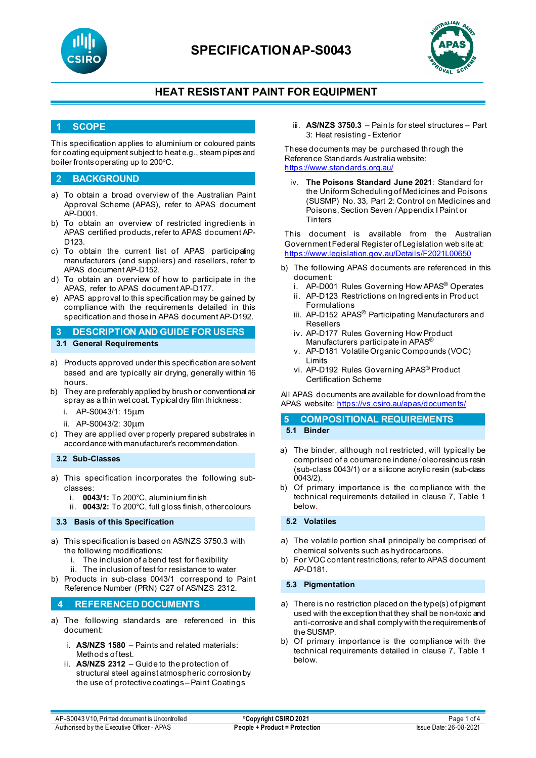# SPECIFICATION AP-S0043

## HEAT RESISTANT PAINT FOR EQUIPMENT

## 1 SCOPE

This specification applies to aluminium or coloured paints for coating equipment subject to heat e.g., steam pipes and boiler fronts operating up to 200°C.

## 2 BACKGROUND

a) To obtain a broad overview of the Australian Paint Approval Scheme (APAS), refer to APAS document AP-D001.
b) To obtain an overview of restricted ingredients in APAS certified products, refer to APAS document AP-D123.
c) To obtain the current list of APAS participating manufacturers (and suppliers) and resellers, refer to APAS document AP-D152.
d) To obtain an overview of how to participate in the APAS, refer to APAS document AP-D177.
e) APAS approval to this specification may be gained by compliance with the requirements detailed in this specification and those in APAS document AP-D192.

## 3 DESCRIPTION AND GUIDE FOR USERS

### 3.1 General Requirements

a) Products approved under this specification are solvent based and are typically air drying, generally within 16 hours.
b) They are preferably applied by brush or conventional air spray as a thin wet coat. Typical dry film thickness:
   i. AP-S0043/1: 15µm
   ii. AP-S0043/2: 30µm
c) They are applied over properly prepared substrates in accordance with manufacturer's recommendation.

### 3.2 Sub-Classes

a) This specification incorporates the following sub-classes:
   i. **0043/1:** To 200°C, aluminium finish
   ii. **0043/2:** To 200°C, full gloss finish, other colours

### 3.3 Basis of this Specification

a) This specification is based on AS/NZS 3750.3 with the following modifications:
   i. The inclusion of a bend test for flexibility
   ii. The inclusion of test for resistance to water
b) Products in sub-class 0043/1 correspond to Paint Reference Number (PRN) C27 of AS/NZS 2312.

## 4 REFERENCED DOCUMENTS

a) The following standards are referenced in this document:

   i. **AS/NZS 1580** – Paints and related materials: Methods of test.
   ii. **AS/NZS 2312** – Guide to the protection of structural steel against atmospheric corrosion by the use of protective coatings – Paint Coatings
   iii. **AS/NZS 3750.3** – Paints for steel structures – Part 3: Heat resisting - Exterior

   These documents may be purchased through the Reference Standards Australia website: https://www.standards.org.au/

   iv. **The Poisons Standard June 2021**: Standard for the Uniform Scheduling of Medicines and Poisons (SUSMP) No. 33, Part 2: Control on Medicines and Poisons, Section Seven / Appendix I Paint or Tinters

   This document is available from the Australian Government Federal Register of Legislation web site at: https://www.legislation.gov.au/Details/F2021L00650

b) The following APAS documents are referenced in this document:
   i. AP-D001 Rules Governing How APAS® Operates
   ii. AP-D123 Restrictions on Ingredients in Product Formulations
   iii. AP-D152 APAS® Participating Manufacturers and Resellers
   iv. AP-D177 Rules Governing How Product Manufacturers participate in APAS®
   v. AP-D181 Volatile Organic Compounds (VOC) Limits
   vi. AP-D192 Rules Governing APAS® Product Certification Scheme

All APAS documents are available for download from the APAS website: https://vs.csiro.au/apas/documents/

## 5 COMPOSITIONAL REQUIREMENTS

### 5.1 Binder

a) The binder, although not restricted, will typically be comprised of a coumarone indene / oleoresinous resin (sub-class 0043/1) or a silicone acrylic resin (sub-class 0043/2).
b) Of primary importance is the compliance with the technical requirements detailed in clause 7, Table 1 below.

### 5.2 Volatiles

a) The volatile portion shall principally be comprised of chemical solvents such as hydrocarbons.
b) For VOC content restrictions, refer to APAS document AP-D181.

### 5.3 Pigmentation

a) There is no restriction placed on the type(s) of pigment used with the exception that they shall be non-toxic and anti-corrosive and shall comply with the requirements of the SUSMP.
b) Of primary importance is the compliance with the technical requirements detailed in clause 7, Table 1 below.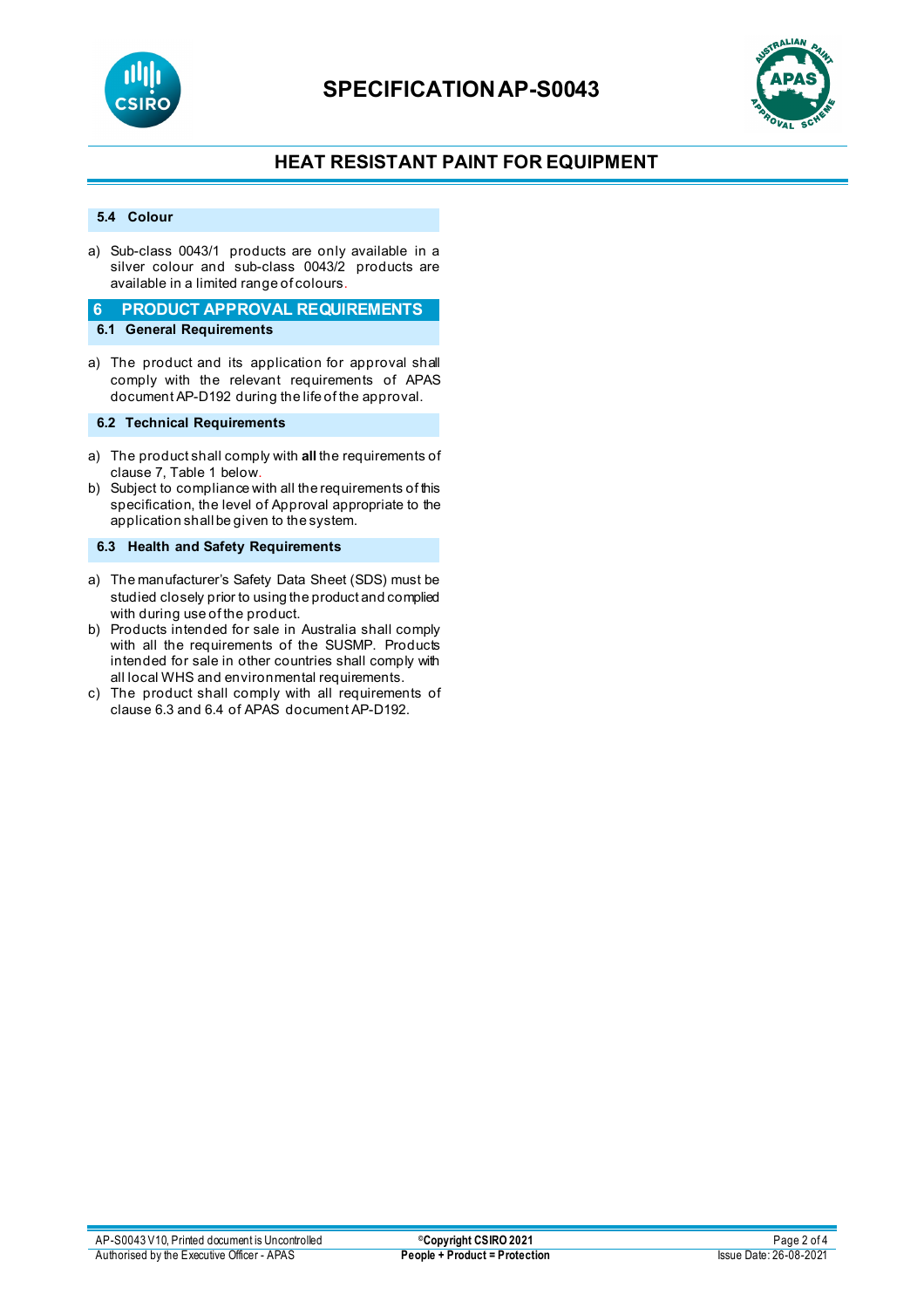### 5.4 Colour

a) Sub-class 0043/1 products are only available in a silver colour and sub-class 0043/2 products are available in a limited range of colours.

## 6 PRODUCT APPROVAL REQUIREMENTS

### 6.1 General Requirements

a) The product and its application for approval shall comply with the relevant requirements of APAS document AP-D192 during the life of the approval.

### 6.2 Technical Requirements

a) The product shall comply with **all** the requirements of clause 7, Table 1 below.
b) Subject to compliance with all the requirements of this specification, the level of Approval appropriate to the application shall be given to the system.

### 6.3 Health and Safety Requirements

a) The manufacturer's Safety Data Sheet (SDS) must be studied closely prior to using the product and complied with during use of the product.
b) Products intended for sale in Australia shall comply with all the requirements of the SUSMP. Products intended for sale in other countries shall comply with all local WHS and environmental requirements.
c) The product shall comply with all requirements of clause 6.3 and 6.4 of APAS document AP-D192.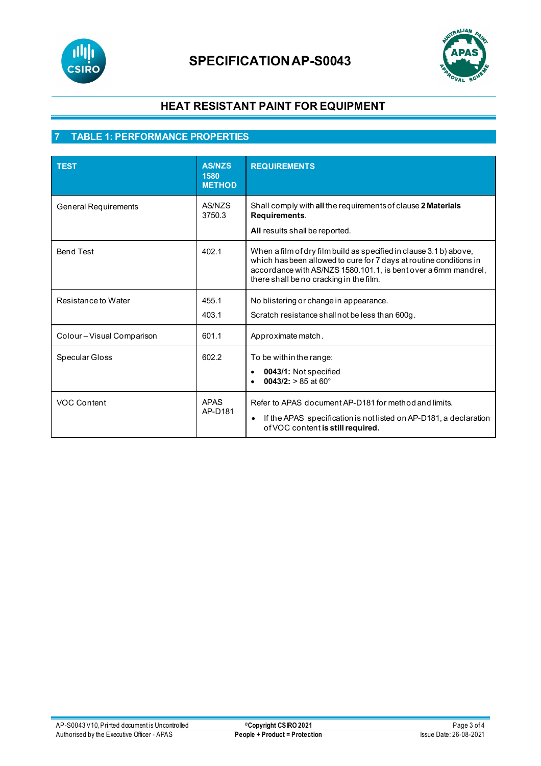## 7 TABLE 1: PERFORMANCE PROPERTIES

| TEST | AS/NZS 1580 METHOD | REQUIREMENTS |
|---|---|---|
| General Requirements | AS/NZS 3750.3 | Shall comply with **all** the requirements of clause **2 Materials Requirements**.<br><br>**All** results shall be reported. |
| Bend Test | 402.1 | When a film of dry film build as specified in clause 3.1 b) above, which has been allowed to cure for 7 days at routine conditions in accordance with AS/NZS 1580.101.1, is bent over a 6mm mandrel, there shall be no cracking in the film. |
| Resistance to Water | 455.1<br><br>403.1 | No blistering or change in appearance.<br><br>Scratch resistance shall not be less than 600g. |
| Colour – Visual Comparison | 601.1 | Approximate match. |
| Specular Gloss | 602.2 | To be within the range:<br>• **0043/1:** Not specified<br>• **0043/2:** > 85 at 60° |
| VOC Content | APAS AP-D181 | Refer to APAS document AP-D181 for method and limits.<br>• If the APAS specification is not listed on AP-D181, a declaration of VOC content **is still required.** |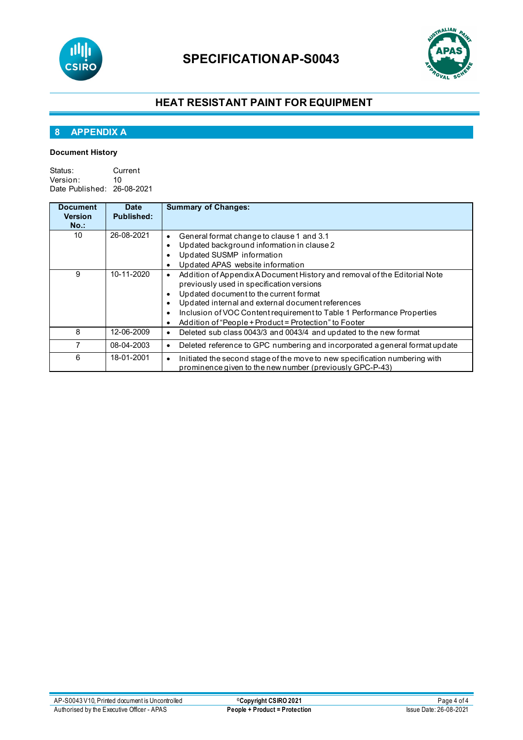# 8 APPENDIX A

**Document History**

Status: Current
Version: 10
Date Published: 26-08-2021

| Document Version No.: | Date Published: | Summary of Changes: |
|---|---|---|
| 10 | 26-08-2021 | • General format change to clause 1 and 3.1<br>• Updated background information in clause 2<br>• Updated SUSMP information<br>• Updated APAS website information |
| 9 | 10-11-2020 | • Addition of Appendix A Document History and removal of the Editorial Note previously used in specification versions<br>• Updated document to the current format<br>• Updated internal and external document references<br>• Inclusion of VOC Content requirement to Table 1 Performance Properties<br>• Addition of "People + Product = Protection" to Footer |
| 8 | 12-06-2009 | • Deleted sub class 0043/3 and 0043/4 and updated to the new format |
| 7 | 08-04-2003 | • Deleted reference to GPC numbering and incorporated a general format update |
| 6 | 18-01-2001 | • Initiated the second stage of the move to new specification numbering with prominence given to the new number (previously GPC-P-43) |